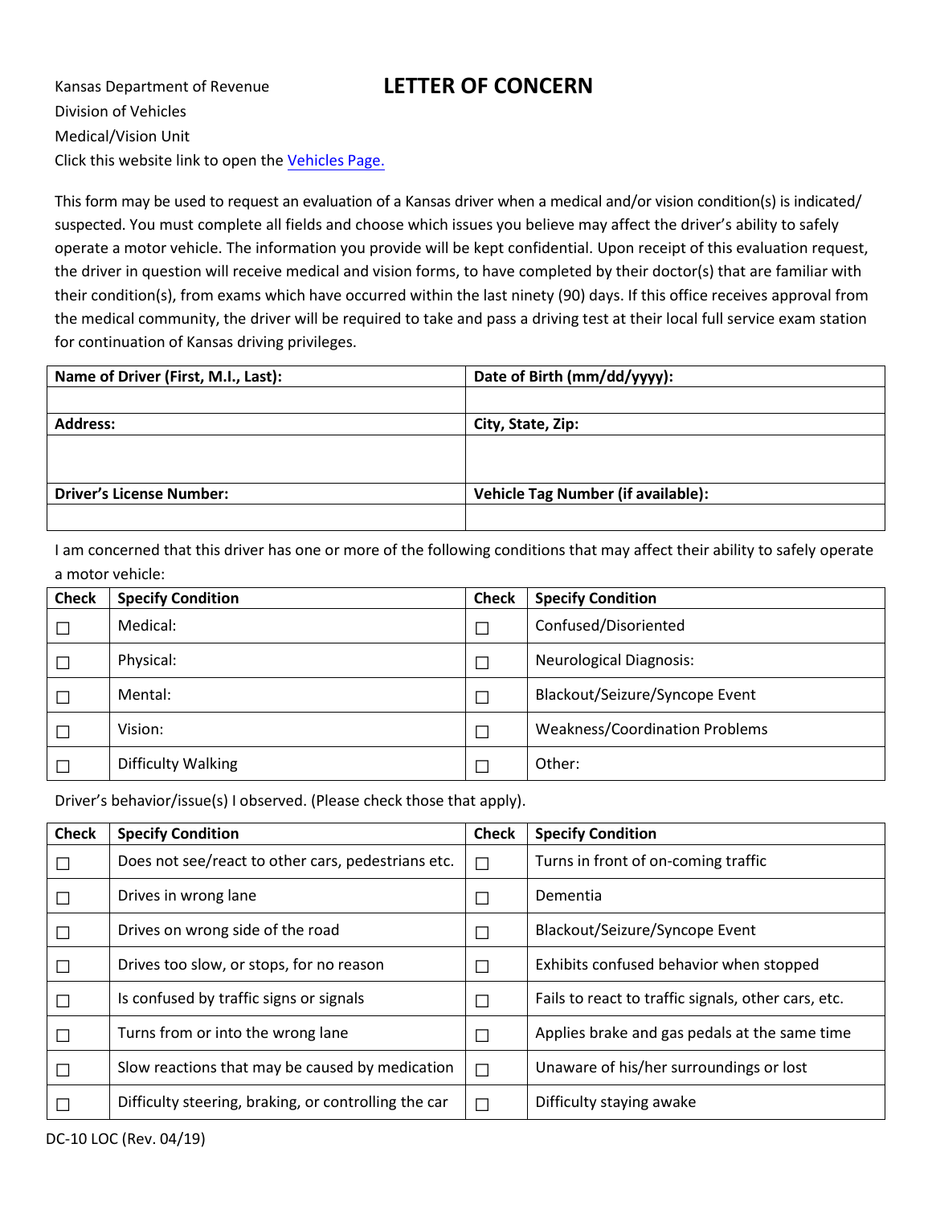Kansas Department of Revenue
Division of Vehicles
Medical/Vision Unit
Click this website link to open the [Vehicles Page.]

# LETTER OF CONCERN

This form may be used to request an evaluation of a Kansas driver when a medical and/or vision condition(s) is indicated/ suspected. You must complete all fields and choose which issues you believe may affect the driver's ability to safely operate a motor vehicle. The information you provide will be kept confidential. Upon receipt of this evaluation request, the driver in question will receive medical and vision forms, to have completed by their doctor(s) that are familiar with their condition(s), from exams which have occurred within the last ninety (90) days. If this office receives approval from the medical community, the driver will be required to take and pass a driving test at their local full service exam station for continuation of Kansas driving privileges.

| **Name of Driver (First, M.I., Last):** | **Date of Birth (mm/dd/yyyy):** |
|---|---|
| | |
| **Address:** | **City, State, Zip:** |
| | |
| **Driver's License Number:** | **Vehicle Tag Number (if available):** |
| | |

I am concerned that this driver has one or more of the following conditions that may affect their ability to safely operate a motor vehicle:

| Check | Specify Condition | Check | Specify Condition |
|---|---|---|---|
| ☐ | Medical: | ☐ | Confused/Disoriented |
| ☐ | Physical: | ☐ | Neurological Diagnosis: |
| ☐ | Mental: | ☐ | Blackout/Seizure/Syncope Event |
| ☐ | Vision: | ☐ | Weakness/Coordination Problems |
| ☐ | Difficulty Walking | ☐ | Other: |

Driver's behavior/issue(s) I observed. (Please check those that apply).

| Check | Specify Condition | Check | Specify Condition |
|---|---|---|---|
| ☐ | Does not see/react to other cars, pedestrians etc. | ☐ | Turns in front of on-coming traffic |
| ☐ | Drives in wrong lane | ☐ | Dementia |
| ☐ | Drives on wrong side of the road | ☐ | Blackout/Seizure/Syncope Event |
| ☐ | Drives too slow, or stops, for no reason | ☐ | Exhibits confused behavior when stopped |
| ☐ | Is confused by traffic signs or signals | ☐ | Fails to react to traffic signals, other cars, etc. |
| ☐ | Turns from or into the wrong lane | ☐ | Applies brake and gas pedals at the same time |
| ☐ | Slow reactions that may be caused by medication | ☐ | Unaware of his/her surroundings or lost |
| ☐ | Difficulty steering, braking, or controlling the car | ☐ | Difficulty staying awake |

DC-10 LOC (Rev. 04/19)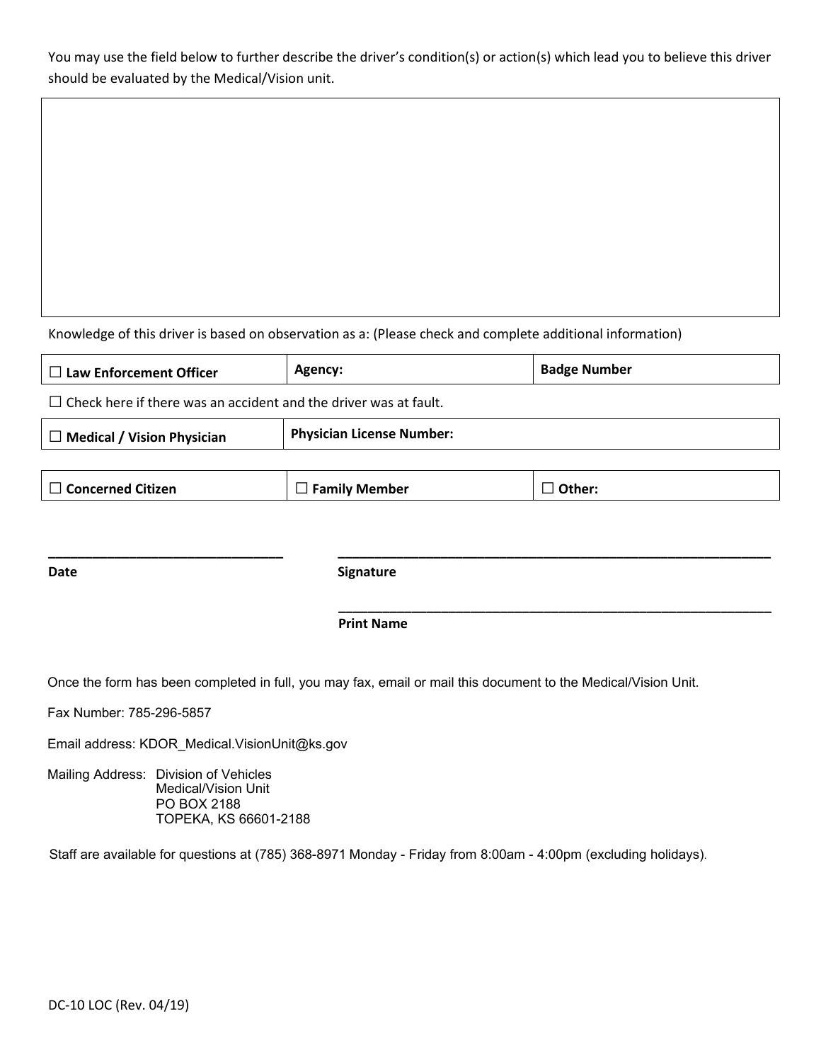You may use the field below to further describe the driver's condition(s) or action(s) which lead you to believe this driver should be evaluated by the Medical/Vision unit.

| |
|---|
| |

Knowledge of this driver is based on observation as a: (Please check and complete additional information)

| | | |
|---|---|---|
| ☐ **Law Enforcement Officer** | **Agency:** | **Badge Number** |

☐ Check here if there was an accident and the driver was at fault.

| | |
|---|---|
| ☐ **Medical / Vision Physician** | **Physician License Number:** |

| | | |
|---|---|---|
| ☐ **Concerned Citizen** | ☐ **Family Member** | ☐ **Other:** |

________________________________ **Date**

______________________________________________________________ **Signature**

______________________________________________________________ **Print Name**

Once the form has been completed in full, you may fax, email or mail this document to the Medical/Vision Unit.

Fax Number: 785-296-5857

Email address: KDOR_Medical.VisionUnit@ks.gov

Mailing Address: Division of Vehicles
Medical/Vision Unit
PO BOX 2188
TOPEKA, KS 66601-2188

Staff are available for questions at (785) 368-8971 Monday - Friday from 8:00am - 4:00pm (excluding holidays).

DC-10 LOC (Rev. 04/19)